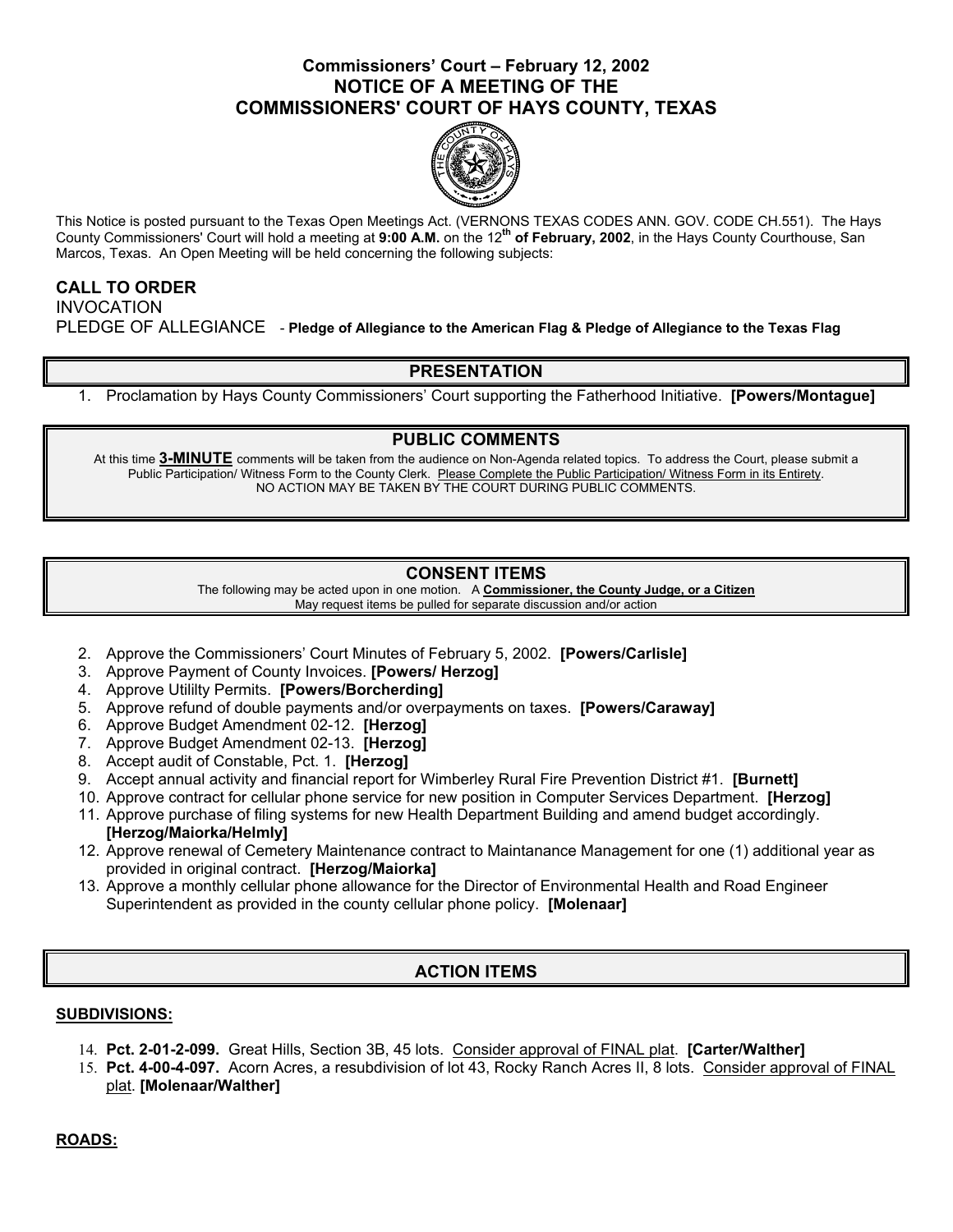**Commissioners' Court – February 12, 2002**

# NOTICE OF A MEETING OF THE COMMISSIONERS' COURT OF HAYS COUNTY, TEXAS

This Notice is posted pursuant to the Texas Open Meetings Act. (VERNONS TEXAS CODES ANN. GOV. CODE CH.551). The Hays County Commissioners' Court will hold a meeting at **9:00 A.M.** on the 12th **of February, 2002**, in the Hays County Courthouse, San Marcos, Texas. An Open Meeting will be held concerning the following subjects:

**CALL TO ORDER**

INVOCATION

PLEDGE OF ALLEGIANCE - **Pledge of Allegiance to the American Flag & Pledge of Allegiance to the Texas Flag**

## PRESENTATION

1. Proclamation by Hays County Commissioners' Court supporting the Fatherhood Initiative. **[Powers/Montague]**

## PUBLIC COMMENTS

At this time **3-MINUTE** comments will be taken from the audience on Non-Agenda related topics. To address the Court, please submit a Public Participation/ Witness Form to the County Clerk. Please Complete the Public Participation/ Witness Form in its Entirety. NO ACTION MAY BE TAKEN BY THE COURT DURING PUBLIC COMMENTS.

## CONSENT ITEMS

The following may be acted upon in one motion. A **Commissioner, the County Judge, or a Citizen** May request items be pulled for separate discussion and/or action

2. Approve the Commissioners' Court Minutes of February 5, 2002. **[Powers/Carlisle]**
3. Approve Payment of County Invoices. **[Powers/ Herzog]**
4. Approve Utililty Permits. **[Powers/Borcherding]**
5. Approve refund of double payments and/or overpayments on taxes. **[Powers/Caraway]**
6. Approve Budget Amendment 02-12. **[Herzog]**
7. Approve Budget Amendment 02-13. **[Herzog]**
8. Accept audit of Constable, Pct. 1. **[Herzog]**
9. Accept annual activity and financial report for Wimberley Rural Fire Prevention District #1. **[Burnett]**
10. Approve contract for cellular phone service for new position in Computer Services Department. **[Herzog]**
11. Approve purchase of filing systems for new Health Department Building and amend budget accordingly. **[Herzog/Maiorka/Helmly]**
12. Approve renewal of Cemetery Maintenance contract to Maintanance Management for one (1) additional year as provided in original contract. **[Herzog/Maiorka]**
13. Approve a monthly cellular phone allowance for the Director of Environmental Health and Road Engineer Superintendent as provided in the county cellular phone policy. **[Molenaar]**

## ACTION ITEMS

**SUBDIVISIONS:**

14. **Pct. 2-01-2-099.** Great Hills, Section 3B, 45 lots. Consider approval of FINAL plat. **[Carter/Walther]**
15. **Pct. 4-00-4-097.** Acorn Acres, a resubdivision of lot 43, Rocky Ranch Acres II, 8 lots. Consider approval of FINAL plat. **[Molenaar/Walther]**

**ROADS:**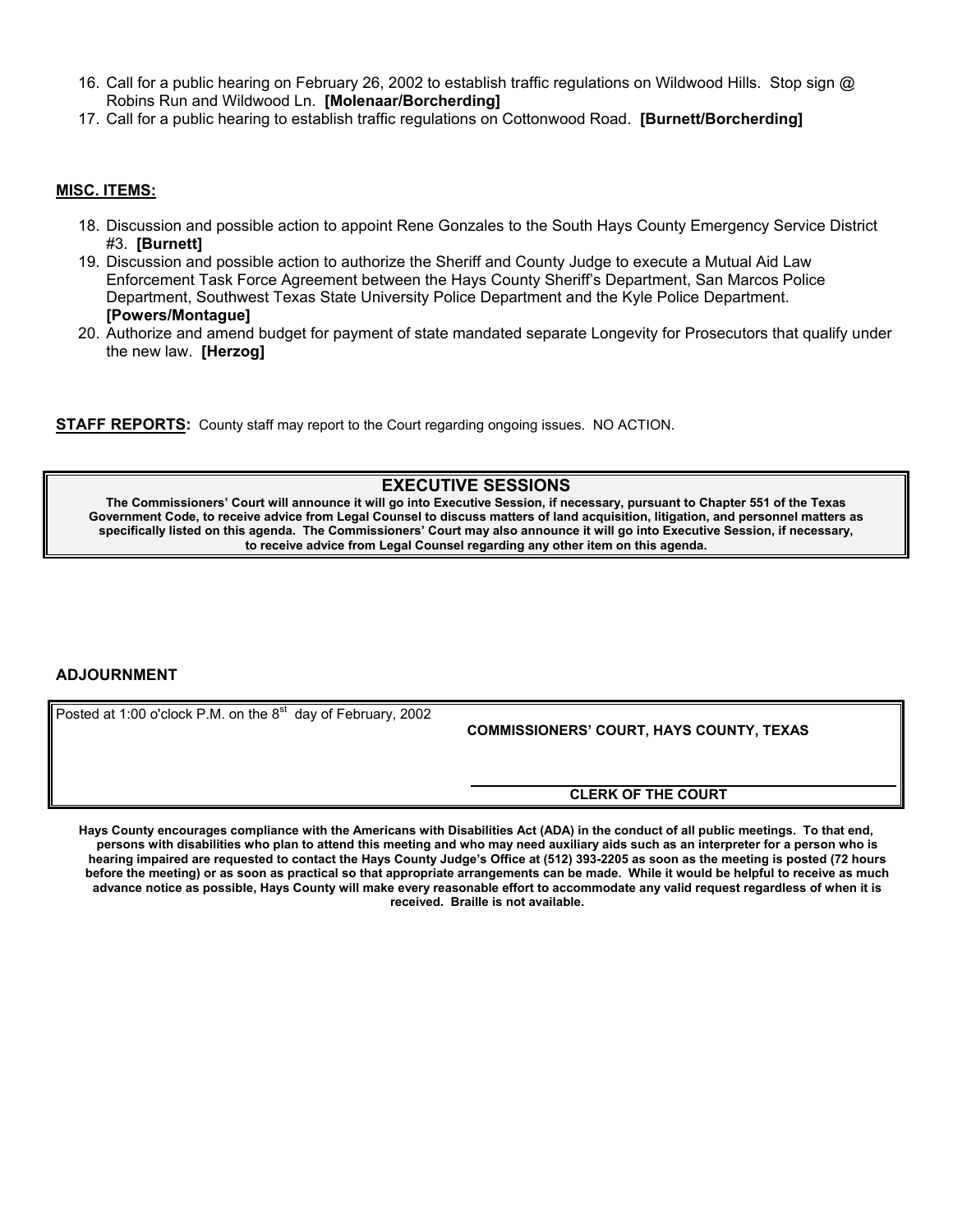16. Call for a public hearing on February 26, 2002 to establish traffic regulations on Wildwood Hills. Stop sign @ Robins Run and Wildwood Ln. **[Molenaar/Borcherding]**
17. Call for a public hearing to establish traffic regulations on Cottonwood Road. **[Burnett/Borcherding]**

**MISC. ITEMS:**

18. Discussion and possible action to appoint Rene Gonzales to the South Hays County Emergency Service District #3. **[Burnett]**
19. Discussion and possible action to authorize the Sheriff and County Judge to execute a Mutual Aid Law Enforcement Task Force Agreement between the Hays County Sheriff's Department, San Marcos Police Department, Southwest Texas State University Police Department and the Kyle Police Department. **[Powers/Montague]**
20. Authorize and amend budget for payment of state mandated separate Longevity for Prosecutors that qualify under the new law. **[Herzog]**

**STAFF REPORTS:** County staff may report to the Court regarding ongoing issues. NO ACTION.

## EXECUTIVE SESSIONS

**The Commissioners' Court will announce it will go into Executive Session, if necessary, pursuant to Chapter 551 of the Texas Government Code, to receive advice from Legal Counsel to discuss matters of land acquisition, litigation, and personnel matters as specifically listed on this agenda. The Commissioners' Court may also announce it will go into Executive Session, if necessary, to receive advice from Legal Counsel regarding any other item on this agenda.**

**ADJOURNMENT**

Posted at 1:00 o'clock P.M. on the 8st day of February, 2002

**COMMISSIONERS' COURT, HAYS COUNTY, TEXAS**

**CLERK OF THE COURT**

**Hays County encourages compliance with the Americans with Disabilities Act (ADA) in the conduct of all public meetings. To that end, persons with disabilities who plan to attend this meeting and who may need auxiliary aids such as an interpreter for a person who is hearing impaired are requested to contact the Hays County Judge's Office at (512) 393-2205 as soon as the meeting is posted (72 hours before the meeting) or as soon as practical so that appropriate arrangements can be made. While it would be helpful to receive as much advance notice as possible, Hays County will make every reasonable effort to accommodate any valid request regardless of when it is received. Braille is not available.**